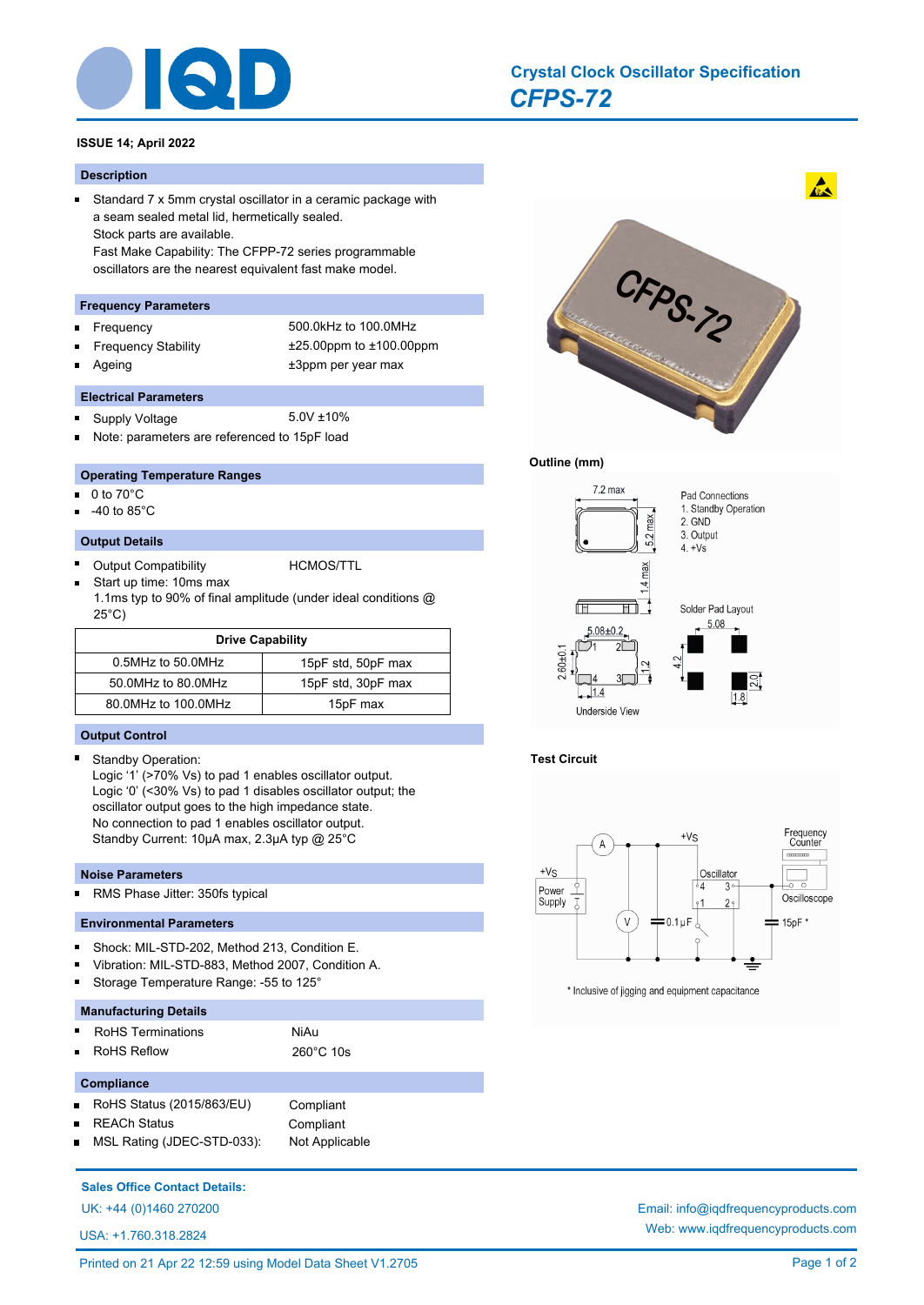# Crystal Clock Oscillator Specification

## *CFPS-72*

**ISSUE 14; April 2022**

### Description

- Standard 7 x 5mm crystal oscillator in a ceramic package with a seam sealed metal lid, hermetically sealed.
  Stock parts are available.
  Fast Make Capability: The CFPP-72 series programmable oscillators are the nearest equivalent fast make model.

### Frequency Parameters

- Frequency: 500.0kHz to 100.0MHz
- Frequency Stability: ±25.00ppm to ±100.00ppm
- Ageing: ±3ppm per year max

### Electrical Parameters

- Supply Voltage: 5.0V ±10%
- Note: parameters are referenced to 15pF load

### Operating Temperature Ranges

- 0 to 70°C
- -40 to 85°C

### Output Details

- Output Compatibility: HCMOS/TTL
- Start up time: 10ms max
  1.1ms typ to 90% of final amplitude (under ideal conditions @ 25°C)

| Drive Capability | |
|---|---|
| 0.5MHz to 50.0MHz | 15pF std, 50pF max |
| 50.0MHz to 80.0MHz | 15pF std, 30pF max |
| 80.0MHz to 100.0MHz | 15pF max |

### Output Control

- Standby Operation:
  Logic '1' (>70% Vs) to pad 1 enables oscillator output.
  Logic '0' (<30% Vs) to pad 1 disables oscillator output; the oscillator output goes to the high impedance state.
  No connection to pad 1 enables oscillator output.
  Standby Current: 10µA max, 2.3µA typ @ 25°C

### Noise Parameters

- RMS Phase Jitter: 350fs typical

### Environmental Parameters

- Shock: MIL-STD-202, Method 213, Condition E.
- Vibration: MIL-STD-883, Method 2007, Condition A.
- Storage Temperature Range: -55 to 125°

### Manufacturing Details

- RoHS Terminations: NiAu
- RoHS Reflow: 260°C 10s

### Compliance

- RoHS Status (2015/863/EU): Compliant
- REACH Status: Compliant
- MSL Rating (JDEC-STD-033): Not Applicable

### Outline (mm)

7.2 max; 5.2 max; 1.4 max

Pad Connections
1. Standby Operation
2. GND
3. Output
4. +Vs

Solder Pad Layout: 5.08; 4.2; 2.0; 1.8

Underside View: 5.08±0.2; 2.60±0.1; 1.2; 1.4

### Test Circuit

\* Inclusive of jigging and equipment capacitance

**Sales Office Contact Details:**

UK: +44 (0)1460 270200

USA: +1.760.318.2824

Email: info@iqdfrequencyproducts.com

Web: www.iqdfrequencyproducts.com

Printed on 21 Apr 22 12:59 using Model Data Sheet V1.2705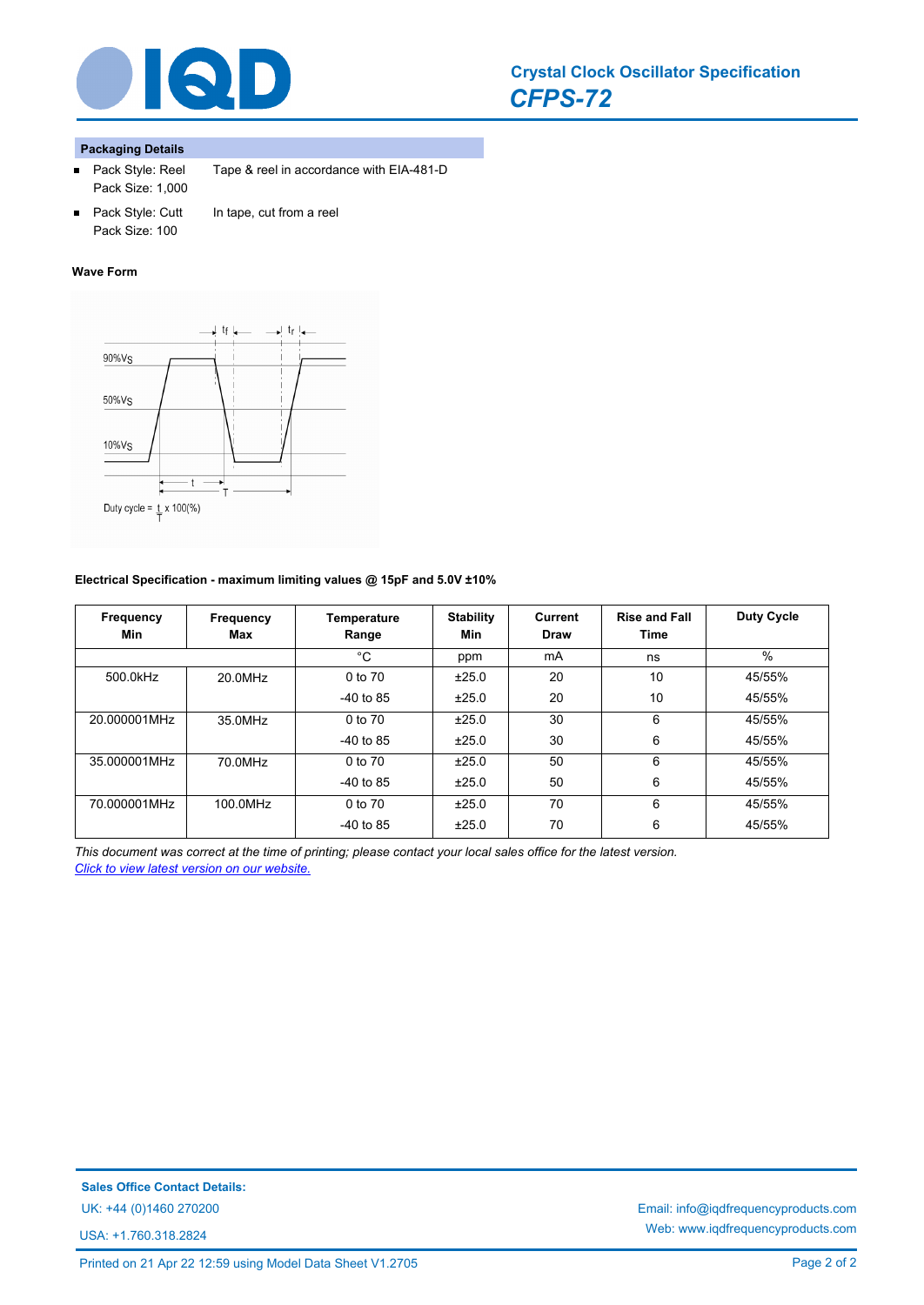## Packaging Details

- Pack Style: Reel Tape & reel in accordance with EIA-481-D
  Pack Size: 1,000
- Pack Style: Cutt In tape, cut from a reel
  Pack Size: 100

### Wave Form

tf
tr
90%VS
50%VS
10%VS
t
T
Duty cycle = t/T x 100(%)

### Electrical Specification - maximum limiting values @ 15pF and 5.0V ±10%

| Frequency Min | Frequency Max | Temperature Range | Stability Min | Current Draw | Rise and Fall Time | Duty Cycle |
|---|---|---|---|---|---|---|
| | | °C | ppm | mA | ns | % |
| 500.0kHz | 20.0MHz | 0 to 70 | ±25.0 | 20 | 10 | 45/55% |
| | | -40 to 85 | ±25.0 | 20 | 10 | 45/55% |
| 20.000001MHz | 35.0MHz | 0 to 70 | ±25.0 | 30 | 6 | 45/55% |
| | | -40 to 85 | ±25.0 | 30 | 6 | 45/55% |
| 35.000001MHz | 70.0MHz | 0 to 70 | ±25.0 | 50 | 6 | 45/55% |
| | | -40 to 85 | ±25.0 | 50 | 6 | 45/55% |
| 70.000001MHz | 100.0MHz | 0 to 70 | ±25.0 | 70 | 6 | 45/55% |
| | | -40 to 85 | ±25.0 | 70 | 6 | 45/55% |

*This document was correct at the time of printing; please contact your local sales office for the latest version.*
*Click to view latest version on our website.*

**Sales Office Contact Details:**

UK: +44 (0)1460 270200

USA: +1.760.318.2824

Email: info@iqdfrequencyproducts.com

Web: www.iqdfrequencyproducts.com

Printed on 21 Apr 22 12:59 using Model Data Sheet V1.2705